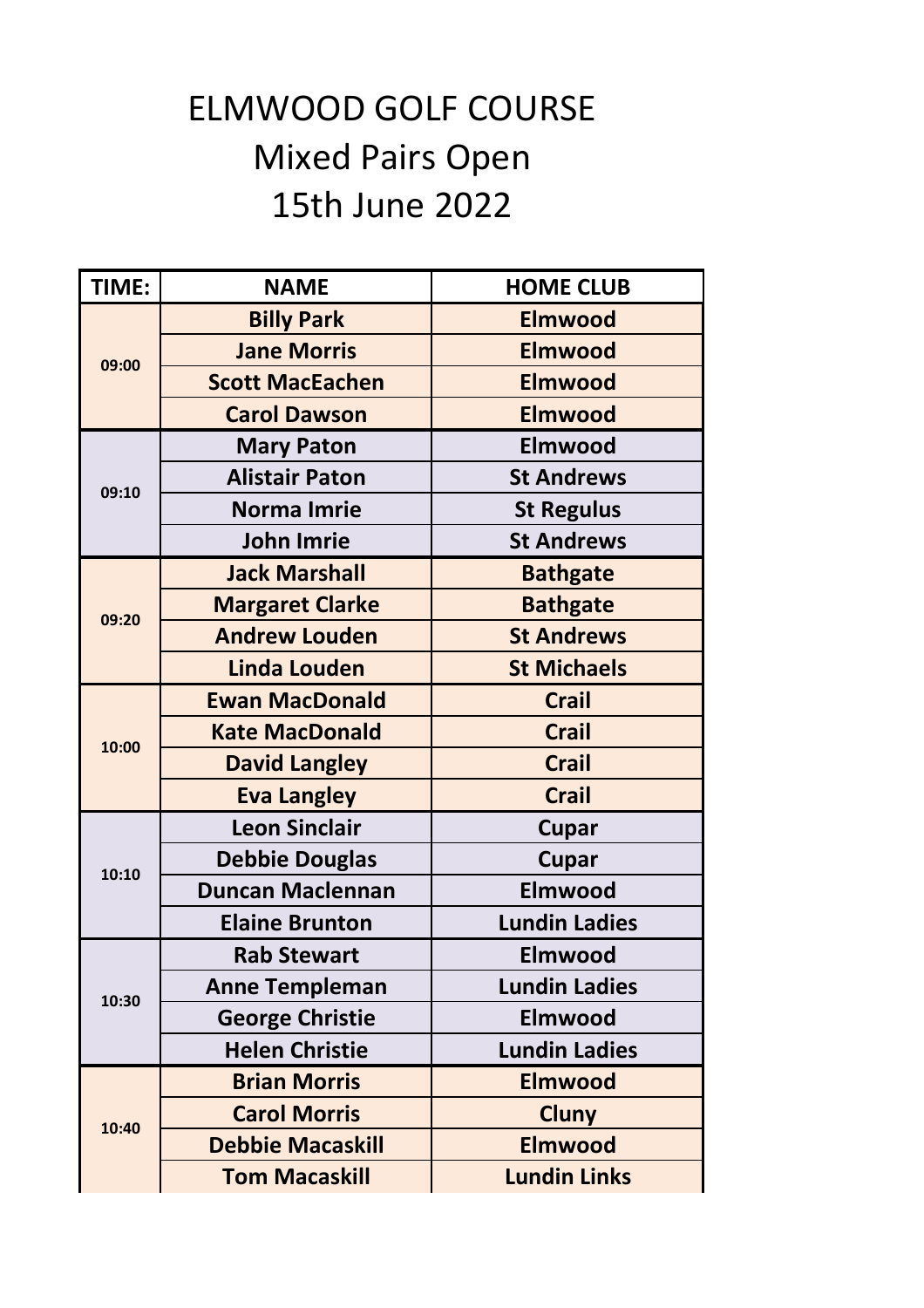# ELMWOOD GOLF COURSE
# Mixed Pairs Open
# 15th June 2022

| TIME: | NAME | HOME CLUB |
|---|---|---|
| 09:00 | **Billy Park** | **Elmwood** |
| | **Jane Morris** | **Elmwood** |
| | **Scott MacEachen** | **Elmwood** |
| | **Carol Dawson** | **Elmwood** |
| 09:10 | **Mary Paton** | **Elmwood** |
| | **Alistair Paton** | **St Andrews** |
| | **Norma Imrie** | **St Regulus** |
| | **John Imrie** | **St Andrews** |
| 09:20 | **Jack Marshall** | **Bathgate** |
| | **Margaret Clarke** | **Bathgate** |
| | **Andrew Louden** | **St Andrews** |
| | **Linda Louden** | **St Michaels** |
| 10:00 | **Ewan MacDonald** | **Crail** |
| | **Kate MacDonald** | **Crail** |
| | **David Langley** | **Crail** |
| | **Eva Langley** | **Crail** |
| 10:10 | **Leon Sinclair** | **Cupar** |
| | **Debbie Douglas** | **Cupar** |
| | **Duncan Maclennan** | **Elmwood** |
| | **Elaine Brunton** | **Lundin Ladies** |
| 10:30 | **Rab Stewart** | **Elmwood** |
| | **Anne Templeman** | **Lundin Ladies** |
| | **George Christie** | **Elmwood** |
| | **Helen Christie** | **Lundin Ladies** |
| 10:40 | **Brian Morris** | **Elmwood** |
| | **Carol Morris** | **Cluny** |
| | **Debbie Macaskill** | **Elmwood** |
| | **Tom Macaskill** | **Lundin Links** |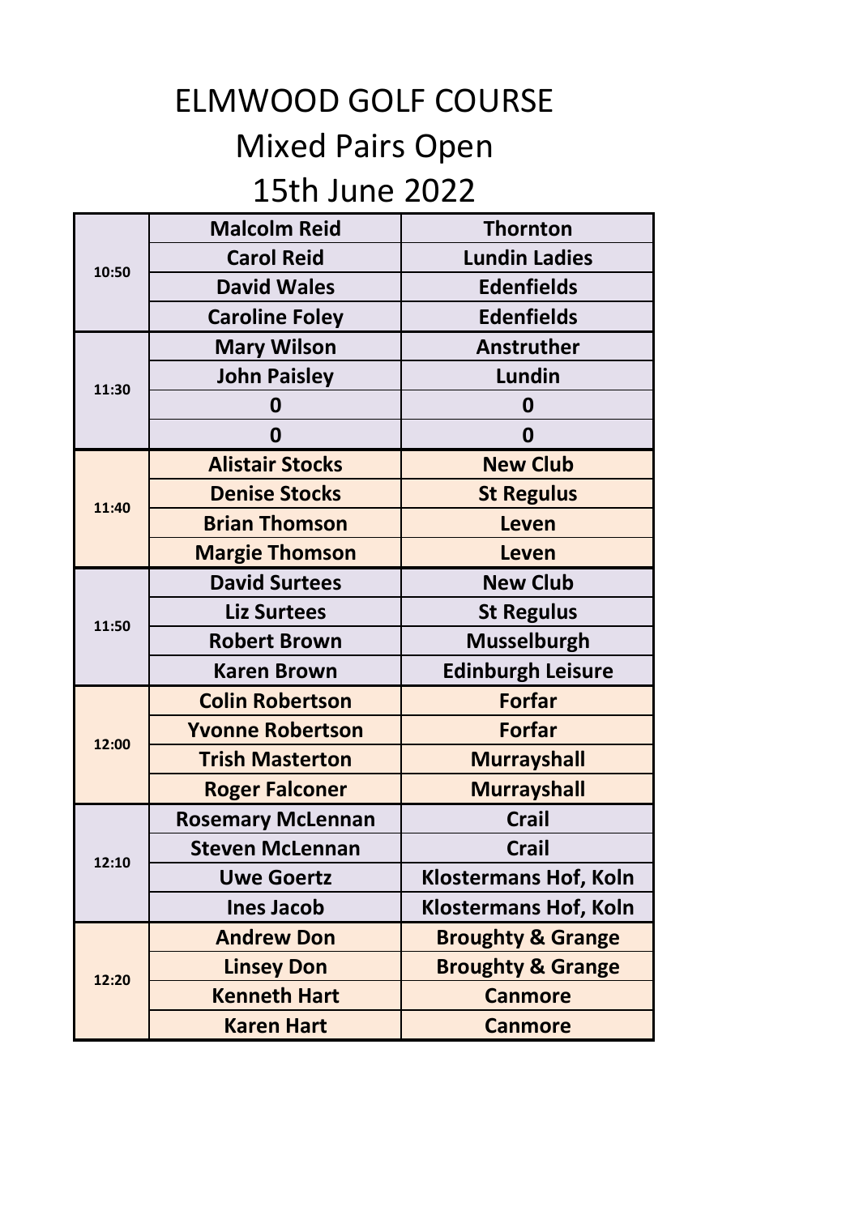# ELMWOOD GOLF COURSE

## Mixed Pairs Open

## 15th June 2022

| | | |
|---|---|---|
| 10:50 | **Malcolm Reid** | **Thornton** |
| | **Carol Reid** | **Lundin Ladies** |
| | **David Wales** | **Edenfields** |
| | **Caroline Foley** | **Edenfields** |
| 11:30 | **Mary Wilson** | **Anstruther** |
| | **John Paisley** | **Lundin** |
| | **0** | **0** |
| | **0** | **0** |
| 11:40 | **Alistair Stocks** | **New Club** |
| | **Denise Stocks** | **St Regulus** |
| | **Brian Thomson** | **Leven** |
| | **Margie Thomson** | **Leven** |
| 11:50 | **David Surtees** | **New Club** |
| | **Liz Surtees** | **St Regulus** |
| | **Robert Brown** | **Musselburgh** |
| | **Karen Brown** | **Edinburgh Leisure** |
| 12:00 | **Colin Robertson** | **Forfar** |
| | **Yvonne Robertson** | **Forfar** |
| | **Trish Masterton** | **Murrayshall** |
| | **Roger Falconer** | **Murrayshall** |
| 12:10 | **Rosemary McLennan** | **Crail** |
| | **Steven McLennan** | **Crail** |
| | **Uwe Goertz** | **Klostermans Hof, Koln** |
| | **Ines Jacob** | **Klostermans Hof, Koln** |
| 12:20 | **Andrew Don** | **Broughty & Grange** |
| | **Linsey Don** | **Broughty & Grange** |
| | **Kenneth Hart** | **Canmore** |
| | **Karen Hart** | **Canmore** |